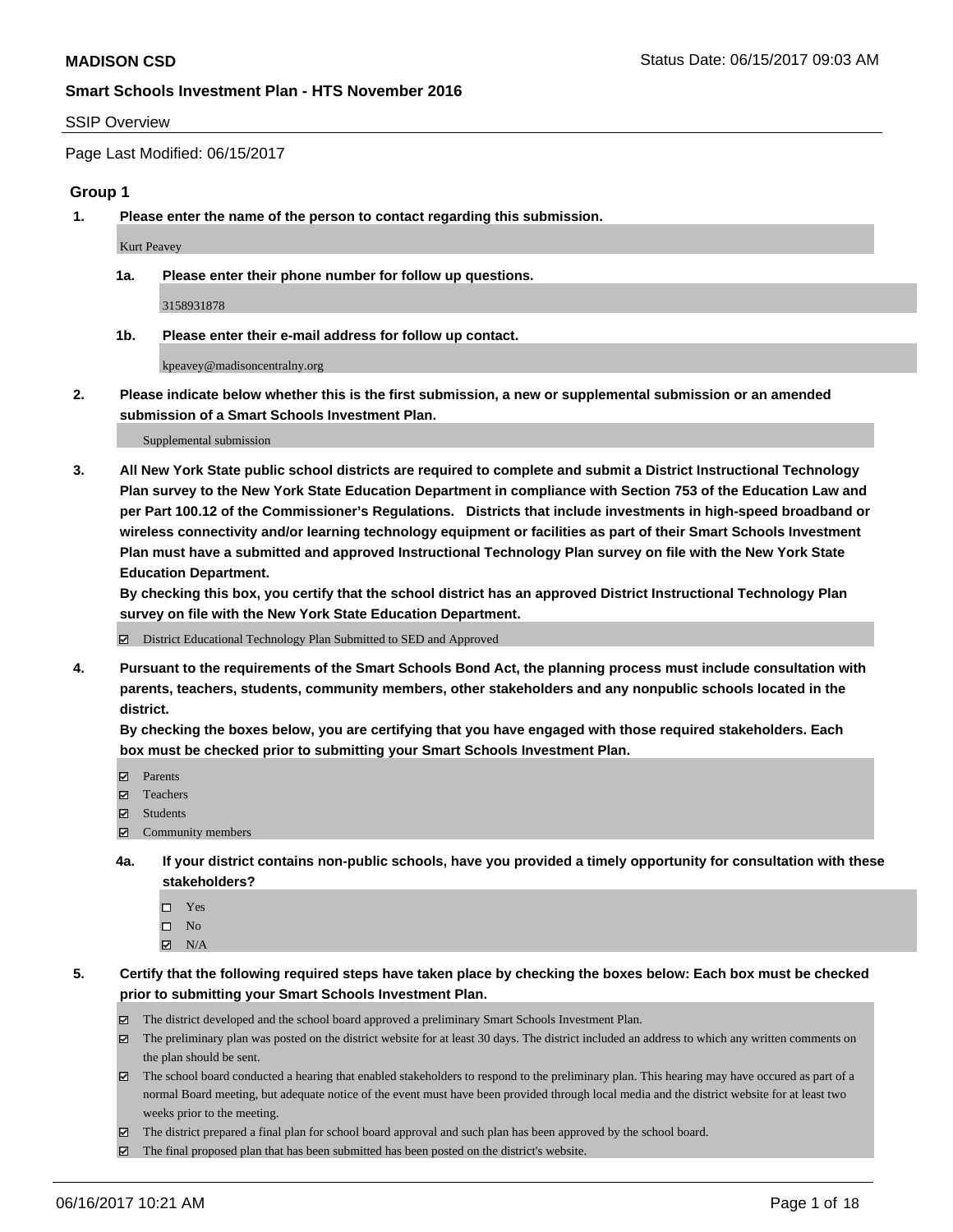**MADISON CSD**

**Smart Schools Investment Plan - HTS November 2016**

SSIP Overview

Page Last Modified: 06/15/2017

## Group 1

**1. Please enter the name of the person to contact regarding this submission.**

Kurt Peavey

**1a. Please enter their phone number for follow up questions.**

3158931878

**1b. Please enter their e-mail address for follow up contact.**

kpeavey@madisoncentralny.org

**2. Please indicate below whether this is the first submission, a new or supplemental submission or an amended submission of a Smart Schools Investment Plan.**

Supplemental submission

**3. All New York State public school districts are required to complete and submit a District Instructional Technology Plan survey to the New York State Education Department in compliance with Section 753 of the Education Law and per Part 100.12 of the Commissioner's Regulations. Districts that include investments in high-speed broadband or wireless connectivity and/or learning technology equipment or facilities as part of their Smart Schools Investment Plan must have a submitted and approved Instructional Technology Plan survey on file with the New York State Education Department.**
**By checking this box, you certify that the school district has an approved District Instructional Technology Plan survey on file with the New York State Education Department.**

- ☑ District Educational Technology Plan Submitted to SED and Approved

**4. Pursuant to the requirements of the Smart Schools Bond Act, the planning process must include consultation with parents, teachers, students, community members, other stakeholders and any nonpublic schools located in the district.**
**By checking the boxes below, you are certifying that you have engaged with those required stakeholders. Each box must be checked prior to submitting your Smart Schools Investment Plan.**

- ☑ Parents
- ☑ Teachers
- ☑ Students
- ☑ Community members

**4a. If your district contains non-public schools, have you provided a timely opportunity for consultation with these stakeholders?**

- ☐ Yes
- ☐ No
- ☑ N/A

**5. Certify that the following required steps have taken place by checking the boxes below: Each box must be checked prior to submitting your Smart Schools Investment Plan.**

- ☑ The district developed and the school board approved a preliminary Smart Schools Investment Plan.
- ☑ The preliminary plan was posted on the district website for at least 30 days. The district included an address to which any written comments on the plan should be sent.
- ☑ The school board conducted a hearing that enabled stakeholders to respond to the preliminary plan. This hearing may have occured as part of a normal Board meeting, but adequate notice of the event must have been provided through local media and the district website for at least two weeks prior to the meeting.
- ☑ The district prepared a final plan for school board approval and such plan has been approved by the school board.
- ☑ The final proposed plan that has been submitted has been posted on the district's website.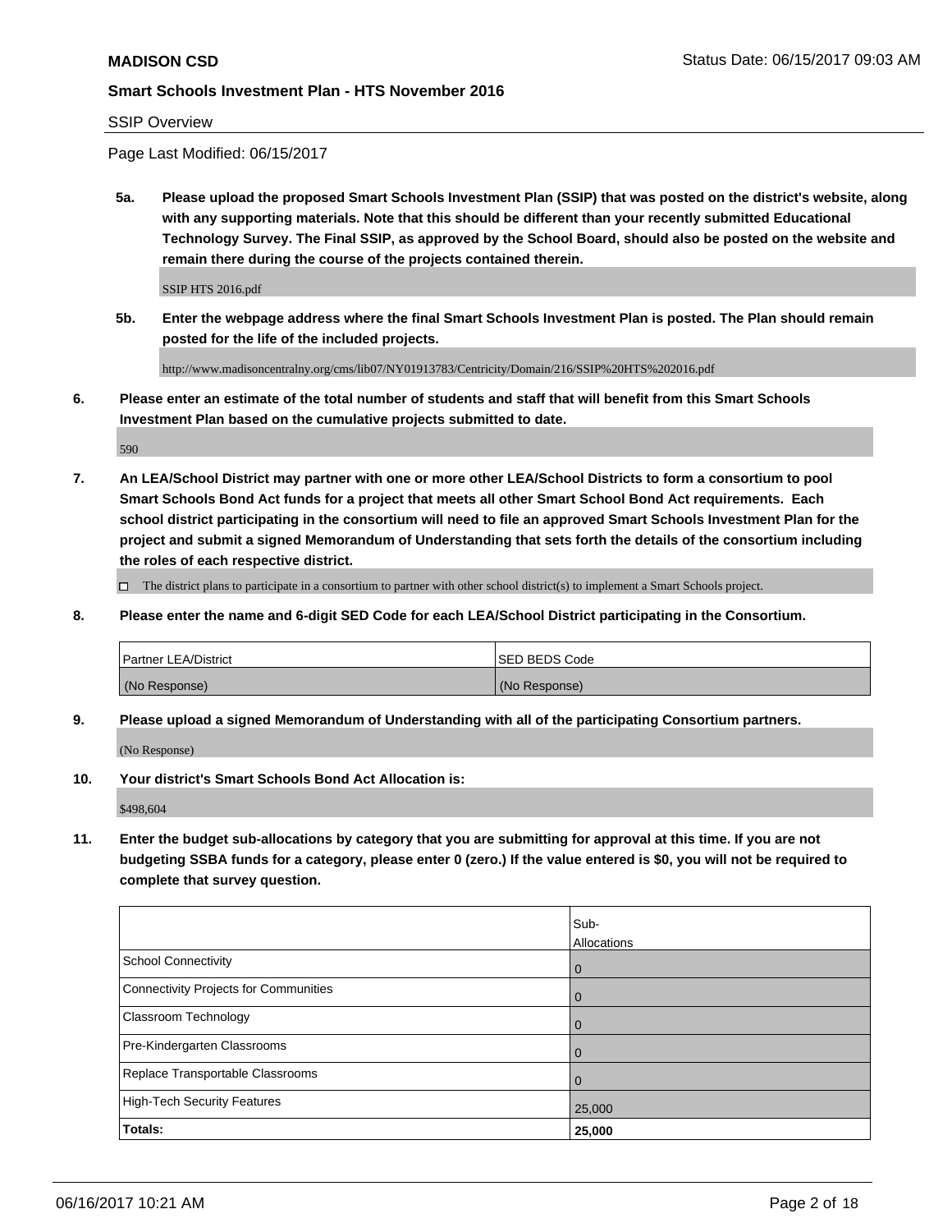**MADISON CSD**

**Smart Schools Investment Plan - HTS November 2016**

SSIP Overview

Page Last Modified: 06/15/2017

**5a. Please upload the proposed Smart Schools Investment Plan (SSIP) that was posted on the district's website, along with any supporting materials. Note that this should be different than your recently submitted Educational Technology Survey. The Final SSIP, as approved by the School Board, should also be posted on the website and remain there during the course of the projects contained therein.**

SSIP HTS 2016.pdf

**5b. Enter the webpage address where the final Smart Schools Investment Plan is posted. The Plan should remain posted for the life of the included projects.**

http://www.madisoncentralny.org/cms/lib07/NY01913783/Centricity/Domain/216/SSIP%20HTS%202016.pdf

**6. Please enter an estimate of the total number of students and staff that will benefit from this Smart Schools Investment Plan based on the cumulative projects submitted to date.**

590

**7. An LEA/School District may partner with one or more other LEA/School Districts to form a consortium to pool Smart Schools Bond Act funds for a project that meets all other Smart School Bond Act requirements. Each school district participating in the consortium will need to file an approved Smart Schools Investment Plan for the project and submit a signed Memorandum of Understanding that sets forth the details of the consortium including the roles of each respective district.**

☐ The district plans to participate in a consortium to partner with other school district(s) to implement a Smart Schools project.

**8. Please enter the name and 6-digit SED Code for each LEA/School District participating in the Consortium.**

| Partner LEA/District | SED BEDS Code |
|---|---|
| (No Response) | (No Response) |

**9. Please upload a signed Memorandum of Understanding with all of the participating Consortium partners.**

(No Response)

**10. Your district's Smart Schools Bond Act Allocation is:**

$498,604

**11. Enter the budget sub-allocations by category that you are submitting for approval at this time. If you are not budgeting SSBA funds for a category, please enter 0 (zero.) If the value entered is $0, you will not be required to complete that survey question.**

| | Sub-Allocations |
|---|---|
| School Connectivity | 0 |
| Connectivity Projects for Communities | 0 |
| Classroom Technology | 0 |
| Pre-Kindergarten Classrooms | 0 |
| Replace Transportable Classrooms | 0 |
| High-Tech Security Features | 25,000 |
| **Totals:** | **25,000** |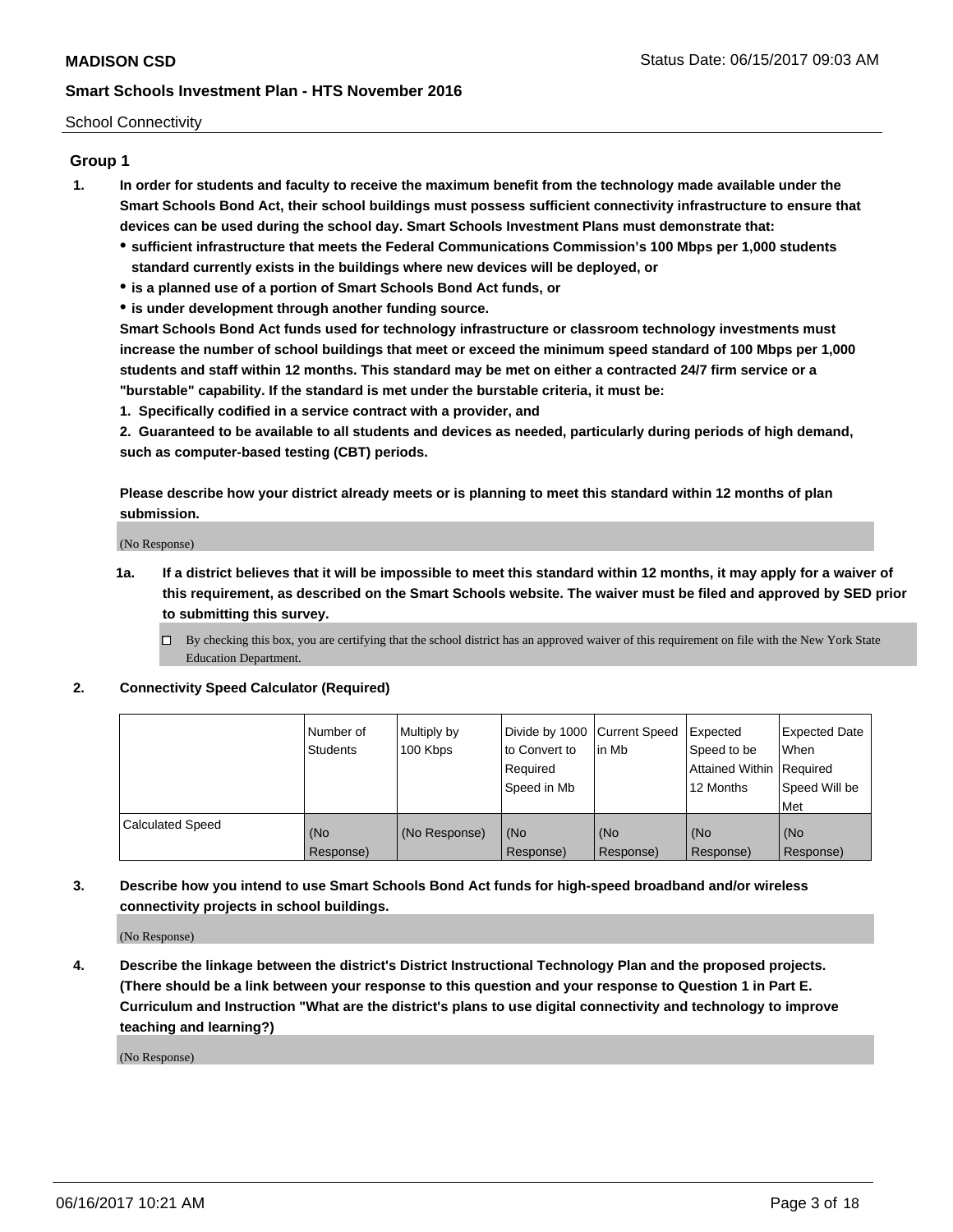School Connectivity

## Group 1

1. **In order for students and faculty to receive the maximum benefit from the technology made available under the Smart Schools Bond Act, their school buildings must possess sufficient connectivity infrastructure to ensure that devices can be used during the school day. Smart Schools Investment Plans must demonstrate that:**
   - **sufficient infrastructure that meets the Federal Communications Commission's 100 Mbps per 1,000 students standard currently exists in the buildings where new devices will be deployed, or**
   - **is a planned use of a portion of Smart Schools Bond Act funds, or**
   - **is under development through another funding source.**

   **Smart Schools Bond Act funds used for technology infrastructure or classroom technology investments must increase the number of school buildings that meet or exceed the minimum speed standard of 100 Mbps per 1,000 students and staff within 12 months. This standard may be met on either a contracted 24/7 firm service or a "burstable" capability. If the standard is met under the burstable criteria, it must be:**

   **1. Specifically codified in a service contract with a provider, and**

   **2. Guaranteed to be available to all students and devices as needed, particularly during periods of high demand, such as computer-based testing (CBT) periods.**

   **Please describe how your district already meets or is planning to meet this standard within 12 months of plan submission.**

   (No Response)

   **1a. If a district believes that it will be impossible to meet this standard within 12 months, it may apply for a waiver of this requirement, as described on the Smart Schools website. The waiver must be filed and approved by SED prior to submitting this survey.**

   ☐ By checking this box, you are certifying that the school district has an approved waiver of this requirement on file with the New York State Education Department.

2. **Connectivity Speed Calculator (Required)**

| | Number of Students | Multiply by 100 Kbps | Divide by 1000 to Convert to Required Speed in Mb | Current Speed in Mb | Expected Speed to be Attained Within 12 Months | Expected Date When Required Speed Will be Met |
|---|---|---|---|---|---|---|
| Calculated Speed | (No Response) | (No Response) | (No Response) | (No Response) | (No Response) | (No Response) |

3. **Describe how you intend to use Smart Schools Bond Act funds for high-speed broadband and/or wireless connectivity projects in school buildings.**

   (No Response)

4. **Describe the linkage between the district's District Instructional Technology Plan and the proposed projects. (There should be a link between your response to this question and your response to Question 1 in Part E. Curriculum and Instruction "What are the district's plans to use digital connectivity and technology to improve teaching and learning?)**

   (No Response)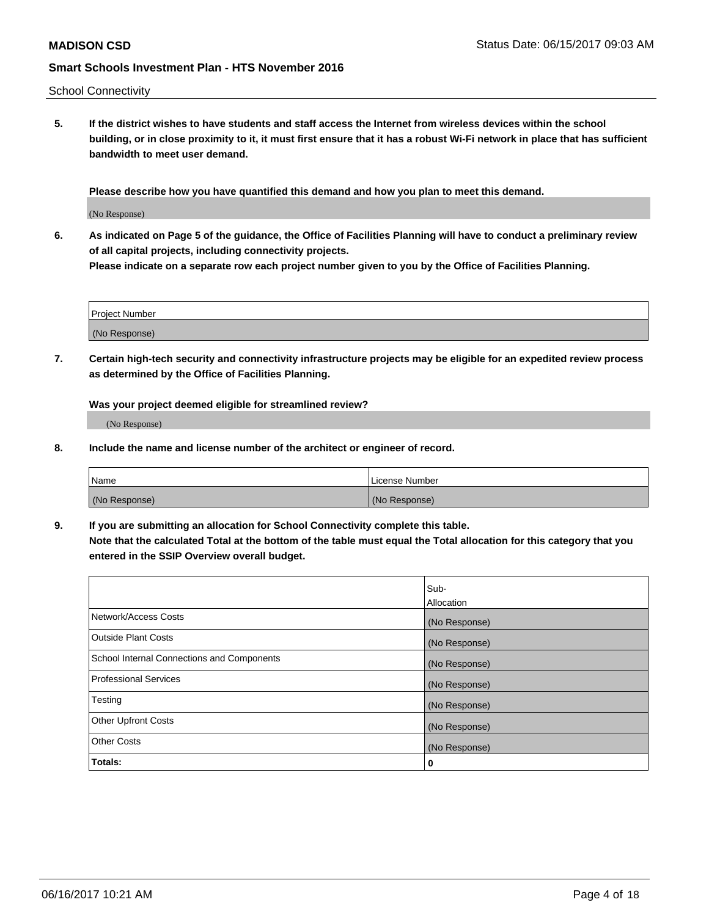School Connectivity

**5. If the district wishes to have students and staff access the Internet from wireless devices within the school building, or in close proximity to it, it must first ensure that it has a robust Wi-Fi network in place that has sufficient bandwidth to meet user demand.**

**Please describe how you have quantified this demand and how you plan to meet this demand.**

(No Response)

**6. As indicated on Page 5 of the guidance, the Office of Facilities Planning will have to conduct a preliminary review of all capital projects, including connectivity projects.**
**Please indicate on a separate row each project number given to you by the Office of Facilities Planning.**

| Project Number |
| --- |
| (No Response) |

**7. Certain high-tech security and connectivity infrastructure projects may be eligible for an expedited review process as determined by the Office of Facilities Planning.**

**Was your project deemed eligible for streamlined review?**

(No Response)

**8. Include the name and license number of the architect or engineer of record.**

| Name | License Number |
| --- | --- |
| (No Response) | (No Response) |

**9. If you are submitting an allocation for School Connectivity complete this table.**
**Note that the calculated Total at the bottom of the table must equal the Total allocation for this category that you entered in the SSIP Overview overall budget.**

| | Sub-Allocation |
| --- | --- |
| Network/Access Costs | (No Response) |
| Outside Plant Costs | (No Response) |
| School Internal Connections and Components | (No Response) |
| Professional Services | (No Response) |
| Testing | (No Response) |
| Other Upfront Costs | (No Response) |
| Other Costs | (No Response) |
| **Totals:** | **0** |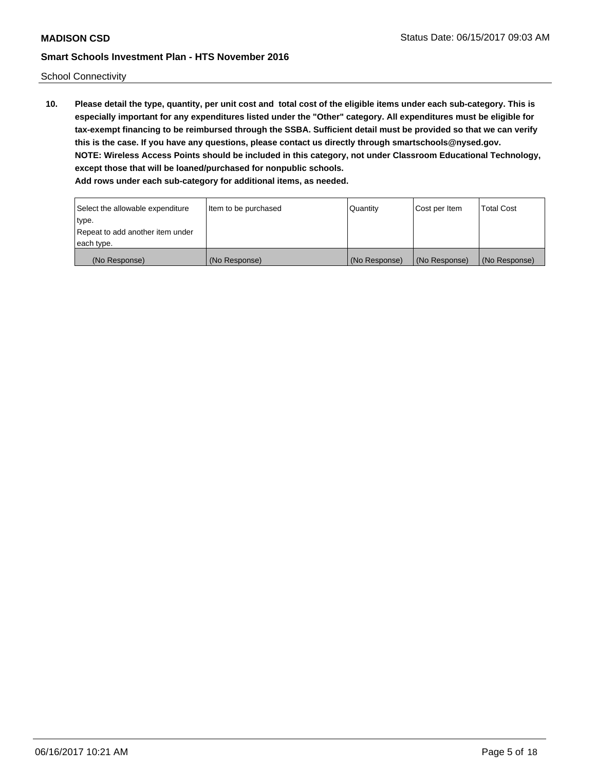School Connectivity

**10. Please detail the type, quantity, per unit cost and total cost of the eligible items under each sub-category. This is especially important for any expenditures listed under the "Other" category. All expenditures must be eligible for tax-exempt financing to be reimbursed through the SSBA. Sufficient detail must be provided so that we can verify this is the case. If you have any questions, please contact us directly through smartschools@nysed.gov.**
**NOTE: Wireless Access Points should be included in this category, not under Classroom Educational Technology, except those that will be loaned/purchased for nonpublic schools.**
**Add rows under each sub-category for additional items, as needed.**

| Select the allowable expenditure type. Repeat to add another item under each type. | Item to be purchased | Quantity | Cost per Item | Total Cost |
| --- | --- | --- | --- | --- |
| (No Response) | (No Response) | (No Response) | (No Response) | (No Response) |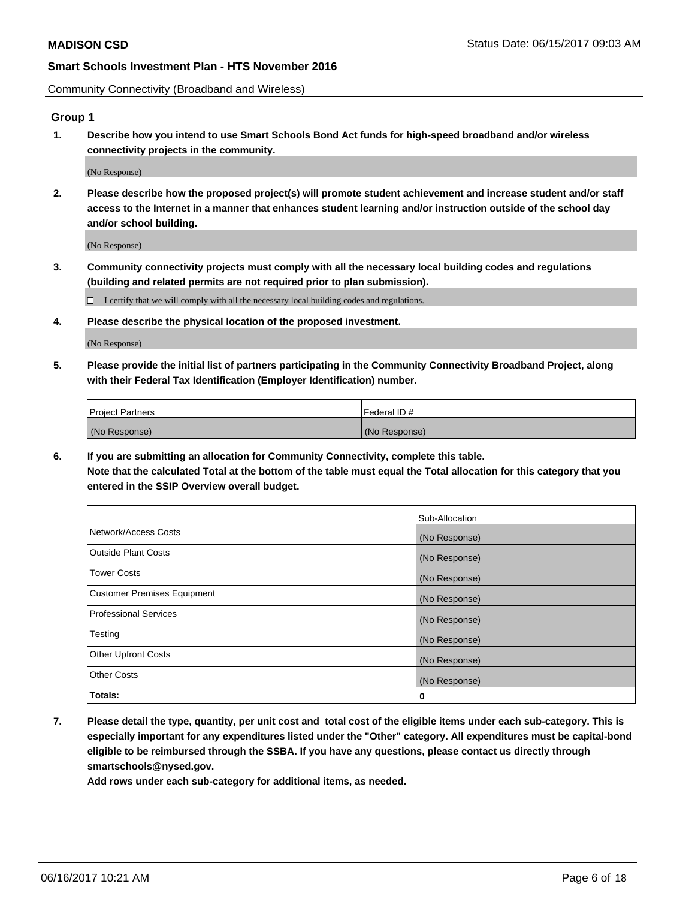Community Connectivity (Broadband and Wireless)

## Group 1

**1. Describe how you intend to use Smart Schools Bond Act funds for high-speed broadband and/or wireless connectivity projects in the community.**

(No Response)

**2. Please describe how the proposed project(s) will promote student achievement and increase student and/or staff access to the Internet in a manner that enhances student learning and/or instruction outside of the school day and/or school building.**

(No Response)

**3. Community connectivity projects must comply with all the necessary local building codes and regulations (building and related permits are not required prior to plan submission).**

☐ I certify that we will comply with all the necessary local building codes and regulations.

**4. Please describe the physical location of the proposed investment.**

(No Response)

**5. Please provide the initial list of partners participating in the Community Connectivity Broadband Project, along with their Federal Tax Identification (Employer Identification) number.**

| Project Partners | Federal ID # |
|---|---|
| (No Response) | (No Response) |

**6. If you are submitting an allocation for Community Connectivity, complete this table.**
**Note that the calculated Total at the bottom of the table must equal the Total allocation for this category that you entered in the SSIP Overview overall budget.**

| | Sub-Allocation |
|---|---|
| Network/Access Costs | (No Response) |
| Outside Plant Costs | (No Response) |
| Tower Costs | (No Response) |
| Customer Premises Equipment | (No Response) |
| Professional Services | (No Response) |
| Testing | (No Response) |
| Other Upfront Costs | (No Response) |
| Other Costs | (No Response) |
| **Totals:** | **0** |

**7. Please detail the type, quantity, per unit cost and total cost of the eligible items under each sub-category. This is especially important for any expenditures listed under the "Other" category. All expenditures must be capital-bond eligible to be reimbursed through the SSBA. If you have any questions, please contact us directly through smartschools@nysed.gov.**

**Add rows under each sub-category for additional items, as needed.**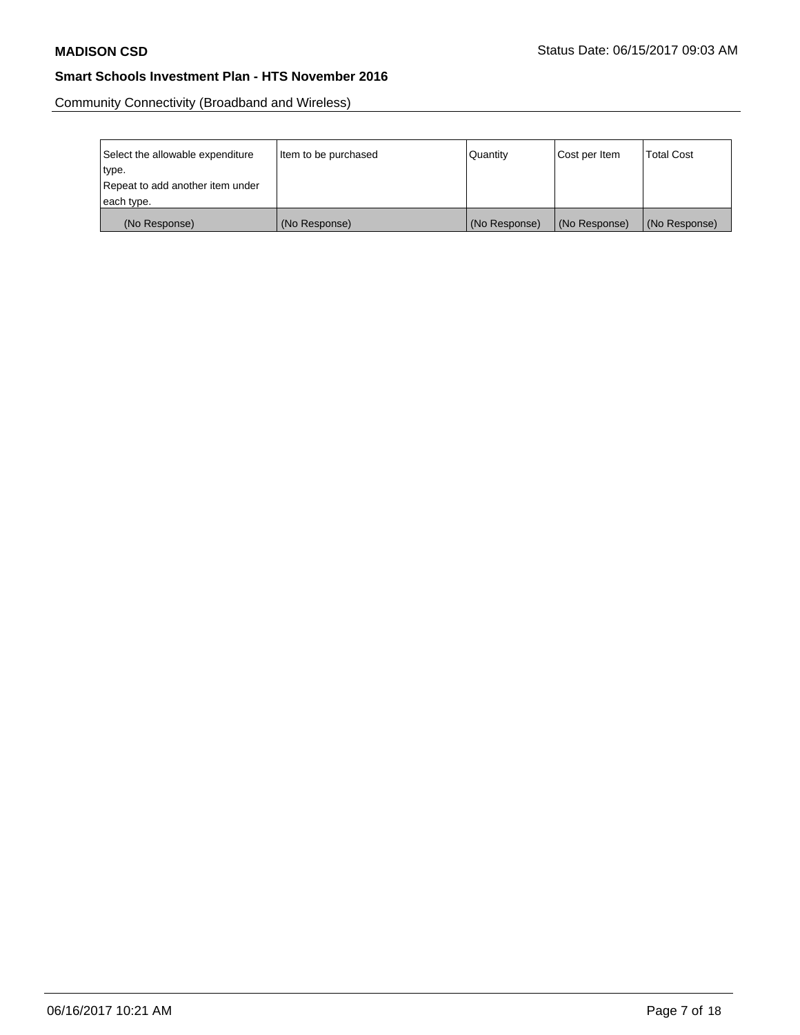Community Connectivity (Broadband and Wireless)

| Select the allowable expenditure type.<br>Repeat to add another item under each type. | Item to be purchased | Quantity | Cost per Item | Total Cost |
|---|---|---|---|---|
| (No Response) | (No Response) | (No Response) | (No Response) | (No Response) |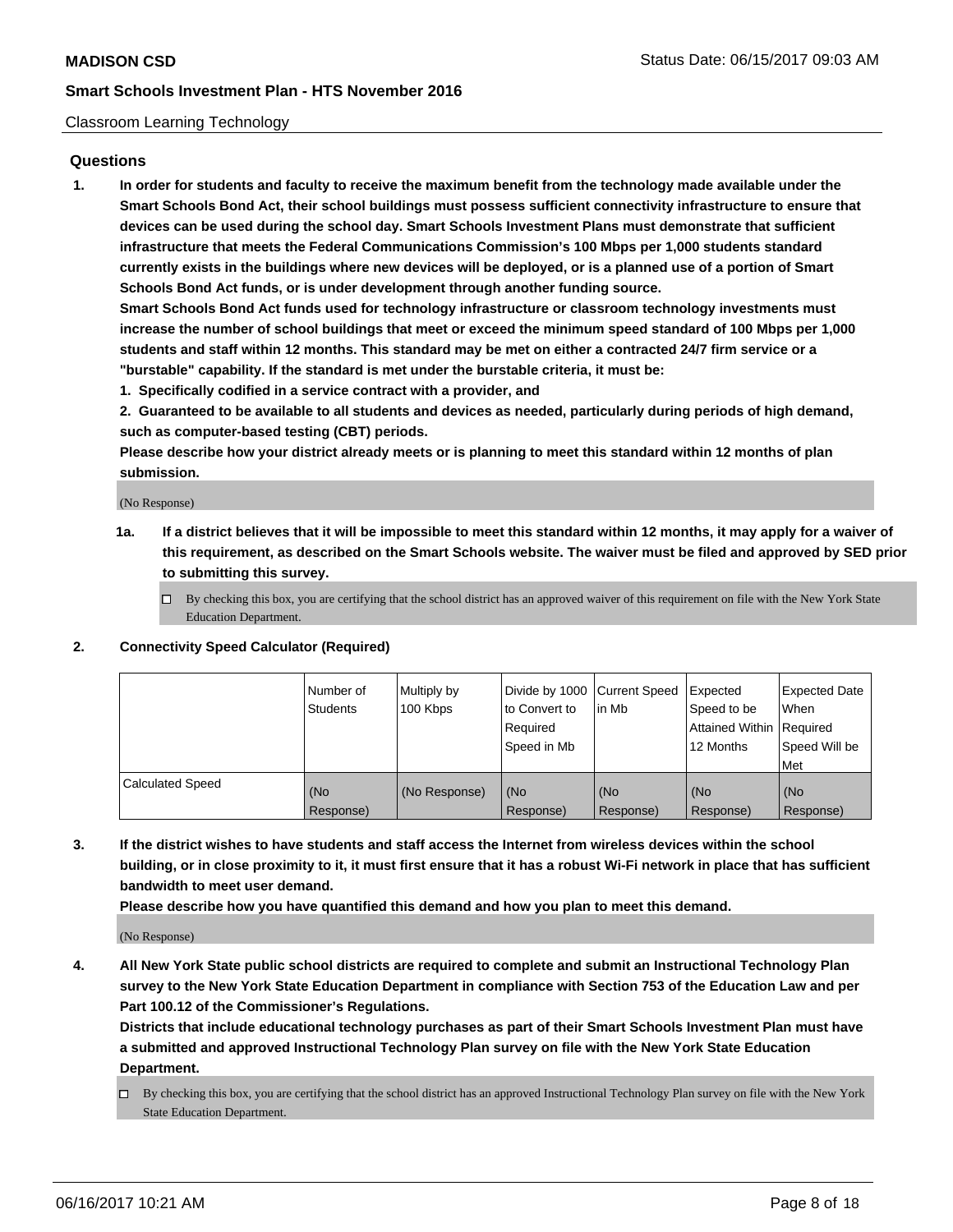Classroom Learning Technology

## Questions

1. **In order for students and faculty to receive the maximum benefit from the technology made available under the Smart Schools Bond Act, their school buildings must possess sufficient connectivity infrastructure to ensure that devices can be used during the school day. Smart Schools Investment Plans must demonstrate that sufficient infrastructure that meets the Federal Communications Commission's 100 Mbps per 1,000 students standard currently exists in the buildings where new devices will be deployed, or is a planned use of a portion of Smart Schools Bond Act funds, or is under development through another funding source.**
   **Smart Schools Bond Act funds used for technology infrastructure or classroom technology investments must increase the number of school buildings that meet or exceed the minimum speed standard of 100 Mbps per 1,000 students and staff within 12 months. This standard may be met on either a contracted 24/7 firm service or a "burstable" capability. If the standard is met under the burstable criteria, it must be:**
   **1. Specifically codified in a service contract with a provider, and**
   **2. Guaranteed to be available to all students and devices as needed, particularly during periods of high demand, such as computer-based testing (CBT) periods.**
   **Please describe how your district already meets or is planning to meet this standard within 12 months of plan submission.**

   (No Response)

   1a. **If a district believes that it will be impossible to meet this standard within 12 months, it may apply for a waiver of this requirement, as described on the Smart Schools website. The waiver must be filed and approved by SED prior to submitting this survey.**

   ☐ By checking this box, you are certifying that the school district has an approved waiver of this requirement on file with the New York State Education Department.

2. **Connectivity Speed Calculator (Required)**

| | Number of Students | Multiply by 100 Kbps | Divide by 1000 to Convert to Required Speed in Mb | Current Speed in Mb | Expected Speed to be Attained Within 12 Months | Expected Date When Required Speed Will be Met |
|---|---|---|---|---|---|---|
| Calculated Speed | (No Response) | (No Response) | (No Response) | (No Response) | (No Response) | (No Response) |

3. **If the district wishes to have students and staff access the Internet from wireless devices within the school building, or in close proximity to it, it must first ensure that it has a robust Wi-Fi network in place that has sufficient bandwidth to meet user demand.**
   **Please describe how you have quantified this demand and how you plan to meet this demand.**

   (No Response)

4. **All New York State public school districts are required to complete and submit an Instructional Technology Plan survey to the New York State Education Department in compliance with Section 753 of the Education Law and per Part 100.12 of the Commissioner's Regulations.**
   **Districts that include educational technology purchases as part of their Smart Schools Investment Plan must have a submitted and approved Instructional Technology Plan survey on file with the New York State Education Department.**

   ☐ By checking this box, you are certifying that the school district has an approved Instructional Technology Plan survey on file with the New York State Education Department.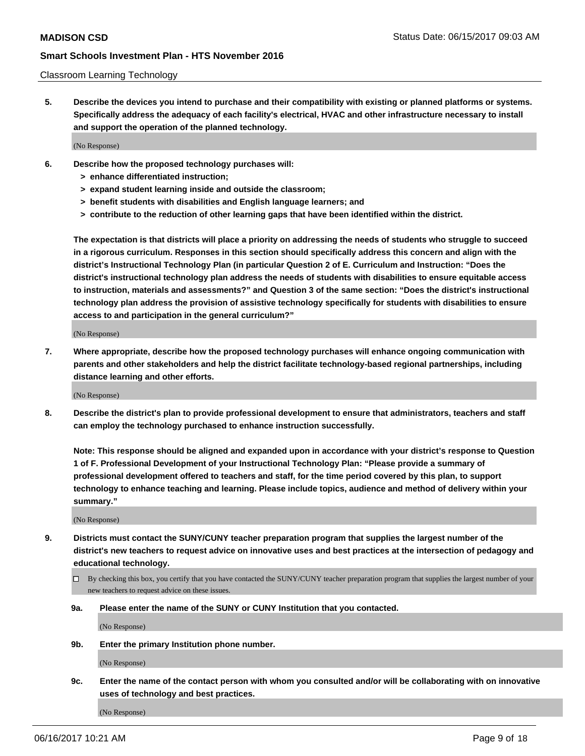Classroom Learning Technology

**5. Describe the devices you intend to purchase and their compatibility with existing or planned platforms or systems. Specifically address the adequacy of each facility's electrical, HVAC and other infrastructure necessary to install and support the operation of the planned technology.**

(No Response)

**6. Describe how the proposed technology purchases will:**
- **> enhance differentiated instruction;**
- **> expand student learning inside and outside the classroom;**
- **> benefit students with disabilities and English language learners; and**
- **> contribute to the reduction of other learning gaps that have been identified within the district.**

**The expectation is that districts will place a priority on addressing the needs of students who struggle to succeed in a rigorous curriculum. Responses in this section should specifically address this concern and align with the district's Instructional Technology Plan (in particular Question 2 of E. Curriculum and Instruction: "Does the district's instructional technology plan address the needs of students with disabilities to ensure equitable access to instruction, materials and assessments?" and Question 3 of the same section: "Does the district's instructional technology plan address the provision of assistive technology specifically for students with disabilities to ensure access to and participation in the general curriculum?"**

(No Response)

**7. Where appropriate, describe how the proposed technology purchases will enhance ongoing communication with parents and other stakeholders and help the district facilitate technology-based regional partnerships, including distance learning and other efforts.**

(No Response)

**8. Describe the district's plan to provide professional development to ensure that administrators, teachers and staff can employ the technology purchased to enhance instruction successfully.**

**Note: This response should be aligned and expanded upon in accordance with your district's response to Question 1 of F. Professional Development of your Instructional Technology Plan: "Please provide a summary of professional development offered to teachers and staff, for the time period covered by this plan, to support technology to enhance teaching and learning. Please include topics, audience and method of delivery within your summary."**

(No Response)

**9. Districts must contact the SUNY/CUNY teacher preparation program that supplies the largest number of the district's new teachers to request advice on innovative uses and best practices at the intersection of pedagogy and educational technology.**

☐ By checking this box, you certify that you have contacted the SUNY/CUNY teacher preparation program that supplies the largest number of your new teachers to request advice on these issues.

**9a. Please enter the name of the SUNY or CUNY Institution that you contacted.**

(No Response)

**9b. Enter the primary Institution phone number.**

(No Response)

**9c. Enter the name of the contact person with whom you consulted and/or will be collaborating with on innovative uses of technology and best practices.**

(No Response)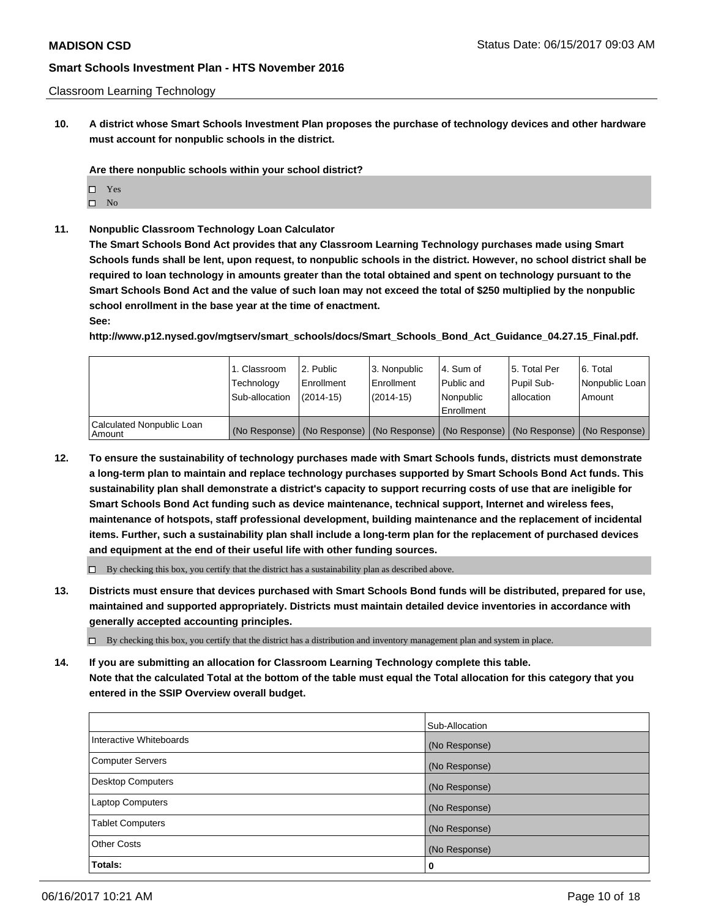Classroom Learning Technology

**10. A district whose Smart Schools Investment Plan proposes the purchase of technology devices and other hardware must account for nonpublic schools in the district.**

**Are there nonpublic schools within your school district?**

- ☐ Yes
- ☐ No

**11. Nonpublic Classroom Technology Loan Calculator**

**The Smart Schools Bond Act provides that any Classroom Learning Technology purchases made using Smart Schools funds shall be lent, upon request, to nonpublic schools in the district. However, no school district shall be required to loan technology in amounts greater than the total obtained and spent on technology pursuant to the Smart Schools Bond Act and the value of such loan may not exceed the total of $250 multiplied by the nonpublic school enrollment in the base year at the time of enactment.**

**See:**

**http://www.p12.nysed.gov/mgtserv/smart_schools/docs/Smart_Schools_Bond_Act_Guidance_04.27.15_Final.pdf.**

| | 1. Classroom Technology Sub-allocation | 2. Public Enrollment (2014-15) | 3. Nonpublic Enrollment (2014-15) | 4. Sum of Public and Nonpublic Enrollment | 5. Total Per Pupil Sub-allocation | 6. Total Nonpublic Loan Amount |
|---|---|---|---|---|---|---|
| Calculated Nonpublic Loan Amount | (No Response) | (No Response) | (No Response) | (No Response) | (No Response) | (No Response) |

**12. To ensure the sustainability of technology purchases made with Smart Schools funds, districts must demonstrate a long-term plan to maintain and replace technology purchases supported by Smart Schools Bond Act funds. This sustainability plan shall demonstrate a district's capacity to support recurring costs of use that are ineligible for Smart Schools Bond Act funding such as device maintenance, technical support, Internet and wireless fees, maintenance of hotspots, staff professional development, building maintenance and the replacement of incidental items. Further, such a sustainability plan shall include a long-term plan for the replacement of purchased devices and equipment at the end of their useful life with other funding sources.**

- ☐ By checking this box, you certify that the district has a sustainability plan as described above.

**13. Districts must ensure that devices purchased with Smart Schools Bond funds will be distributed, prepared for use, maintained and supported appropriately. Districts must maintain detailed device inventories in accordance with generally accepted accounting principles.**

- ☐ By checking this box, you certify that the district has a distribution and inventory management plan and system in place.

**14. If you are submitting an allocation for Classroom Learning Technology complete this table. Note that the calculated Total at the bottom of the table must equal the Total allocation for this category that you entered in the SSIP Overview overall budget.**

| | Sub-Allocation |
|---|---|
| Interactive Whiteboards | (No Response) |
| Computer Servers | (No Response) |
| Desktop Computers | (No Response) |
| Laptop Computers | (No Response) |
| Tablet Computers | (No Response) |
| Other Costs | (No Response) |
| **Totals:** | **0** |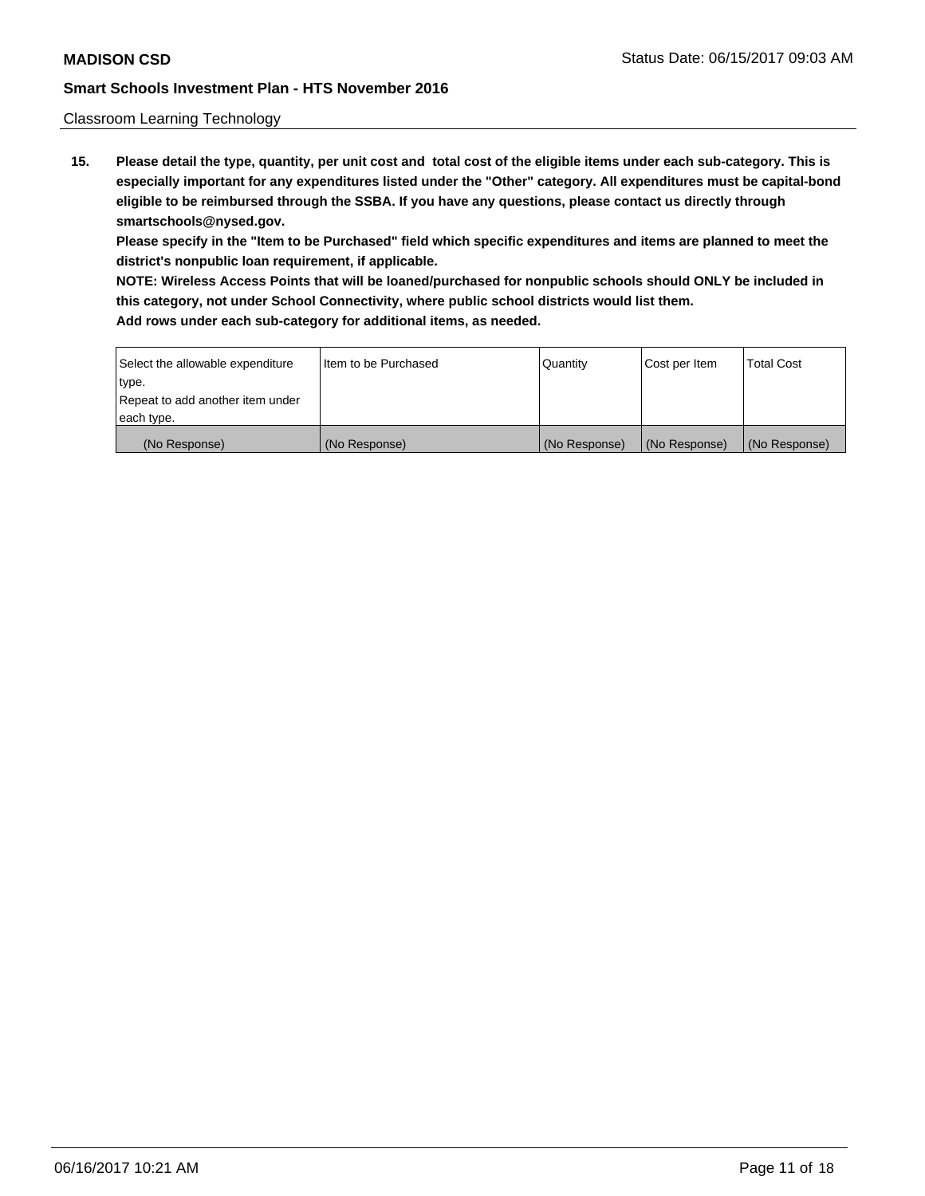Classroom Learning Technology

**15. Please detail the type, quantity, per unit cost and total cost of the eligible items under each sub-category. This is especially important for any expenditures listed under the "Other" category. All expenditures must be capital-bond eligible to be reimbursed through the SSBA. If you have any questions, please contact us directly through smartschools@nysed.gov.**

**Please specify in the "Item to be Purchased" field which specific expenditures and items are planned to meet the district's nonpublic loan requirement, if applicable.**

**NOTE: Wireless Access Points that will be loaned/purchased for nonpublic schools should ONLY be included in this category, not under School Connectivity, where public school districts would list them.**

**Add rows under each sub-category for additional items, as needed.**

| Select the allowable expenditure type. Repeat to add another item under each type. | Item to be Purchased | Quantity | Cost per Item | Total Cost |
|---|---|---|---|---|
| (No Response) | (No Response) | (No Response) | (No Response) | (No Response) |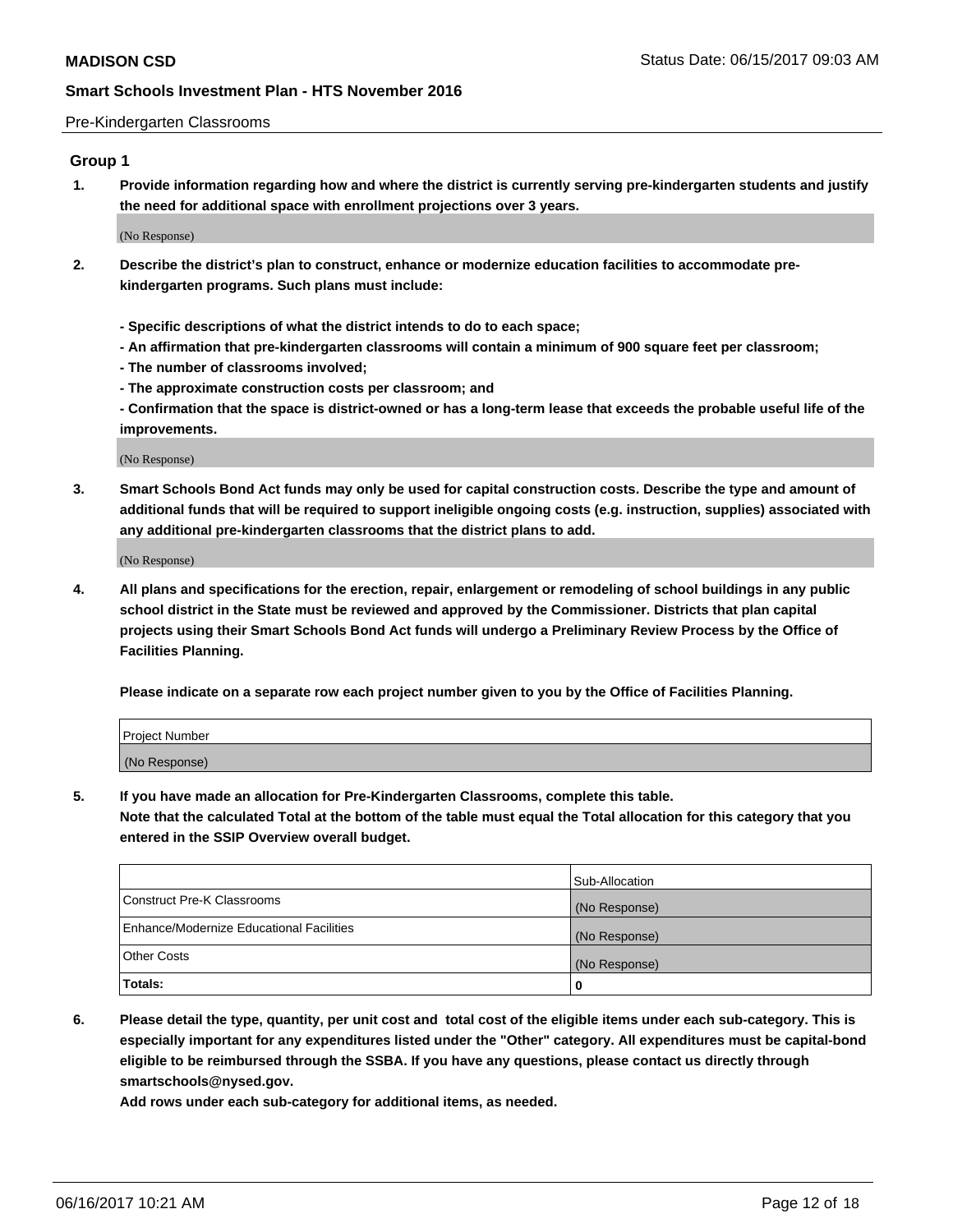Pre-Kindergarten Classrooms

## Group 1

**1. Provide information regarding how and where the district is currently serving pre-kindergarten students and justify the need for additional space with enrollment projections over 3 years.**

(No Response)

**2. Describe the district's plan to construct, enhance or modernize education facilities to accommodate pre-kindergarten programs. Such plans must include:**

**- Specific descriptions of what the district intends to do to each space;**

**- An affirmation that pre-kindergarten classrooms will contain a minimum of 900 square feet per classroom;**

**- The number of classrooms involved;**

**- The approximate construction costs per classroom; and**

**- Confirmation that the space is district-owned or has a long-term lease that exceeds the probable useful life of the improvements.**

(No Response)

**3. Smart Schools Bond Act funds may only be used for capital construction costs. Describe the type and amount of additional funds that will be required to support ineligible ongoing costs (e.g. instruction, supplies) associated with any additional pre-kindergarten classrooms that the district plans to add.**

(No Response)

**4. All plans and specifications for the erection, repair, enlargement or remodeling of school buildings in any public school district in the State must be reviewed and approved by the Commissioner. Districts that plan capital projects using their Smart Schools Bond Act funds will undergo a Preliminary Review Process by the Office of Facilities Planning.**

**Please indicate on a separate row each project number given to you by the Office of Facilities Planning.**

| Project Number |
|---|
| (No Response) |

**5. If you have made an allocation for Pre-Kindergarten Classrooms, complete this table.**
**Note that the calculated Total at the bottom of the table must equal the Total allocation for this category that you entered in the SSIP Overview overall budget.**

| | Sub-Allocation |
|---|---|
| Construct Pre-K Classrooms | (No Response) |
| Enhance/Modernize Educational Facilities | (No Response) |
| Other Costs | (No Response) |
| **Totals:** | **0** |

**6. Please detail the type, quantity, per unit cost and total cost of the eligible items under each sub-category. This is especially important for any expenditures listed under the "Other" category. All expenditures must be capital-bond eligible to be reimbursed through the SSBA. If you have any questions, please contact us directly through smartschools@nysed.gov.**
**Add rows under each sub-category for additional items, as needed.**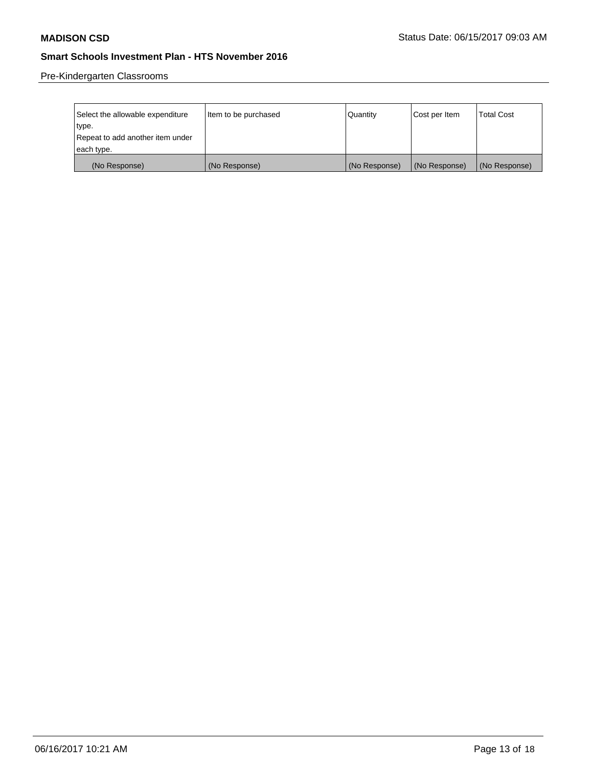Pre-Kindergarten Classrooms

| Select the allowable expenditure type. Repeat to add another item under each type. | Item to be purchased | Quantity | Cost per Item | Total Cost |
|---|---|---|---|---|
| (No Response) | (No Response) | (No Response) | (No Response) | (No Response) |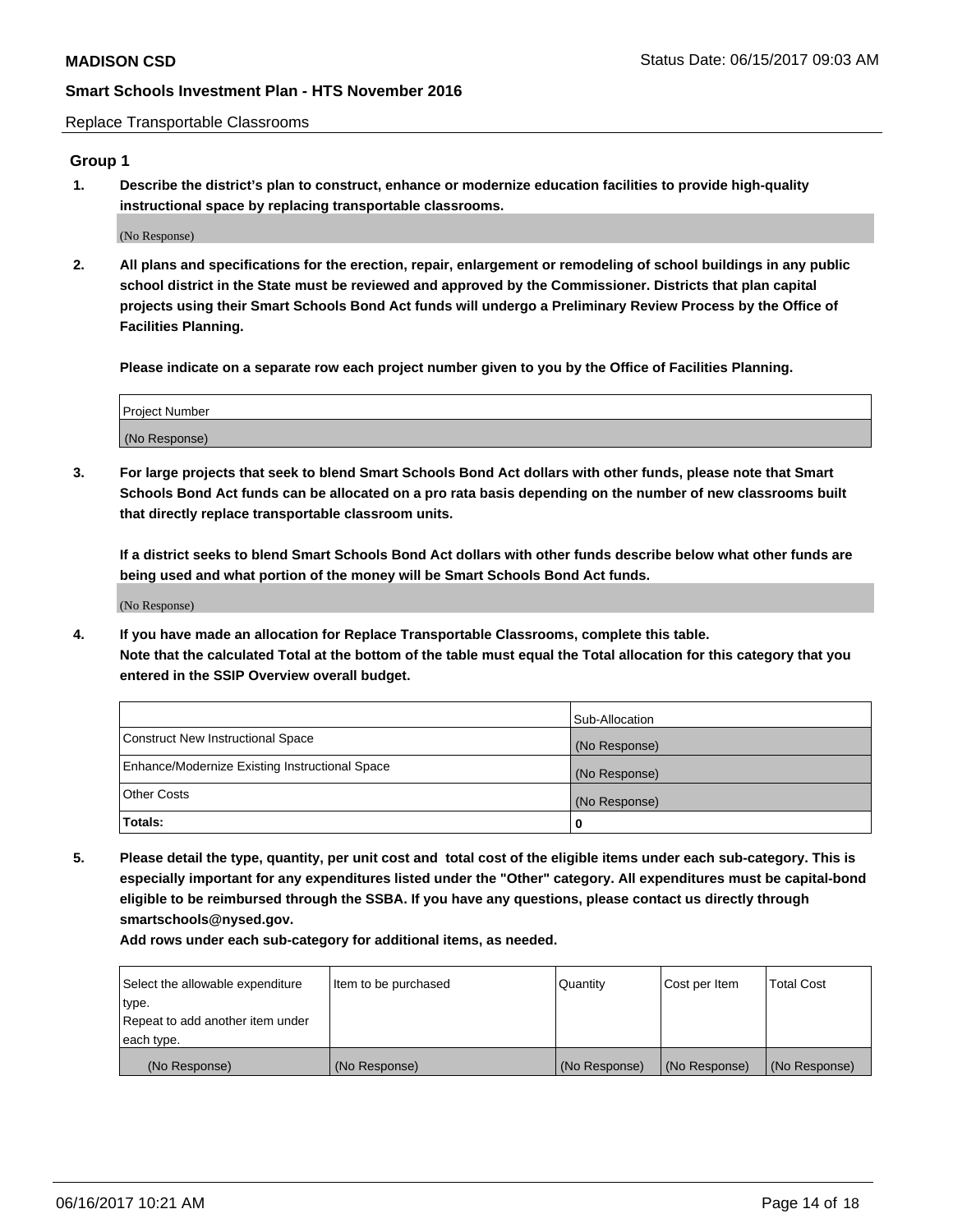Replace Transportable Classrooms

## Group 1

**1. Describe the district's plan to construct, enhance or modernize education facilities to provide high-quality instructional space by replacing transportable classrooms.**

(No Response)

**2. All plans and specifications for the erection, repair, enlargement or remodeling of school buildings in any public school district in the State must be reviewed and approved by the Commissioner. Districts that plan capital projects using their Smart Schools Bond Act funds will undergo a Preliminary Review Process by the Office of Facilities Planning.**

**Please indicate on a separate row each project number given to you by the Office of Facilities Planning.**

| Project Number |
| --- |
| (No Response) |

**3. For large projects that seek to blend Smart Schools Bond Act dollars with other funds, please note that Smart Schools Bond Act funds can be allocated on a pro rata basis depending on the number of new classrooms built that directly replace transportable classroom units.**

**If a district seeks to blend Smart Schools Bond Act dollars with other funds describe below what other funds are being used and what portion of the money will be Smart Schools Bond Act funds.**

(No Response)

**4. If you have made an allocation for Replace Transportable Classrooms, complete this table. Note that the calculated Total at the bottom of the table must equal the Total allocation for this category that you entered in the SSIP Overview overall budget.**

| | Sub-Allocation |
| --- | --- |
| Construct New Instructional Space | (No Response) |
| Enhance/Modernize Existing Instructional Space | (No Response) |
| Other Costs | (No Response) |
| **Totals:** | **0** |

**5. Please detail the type, quantity, per unit cost and total cost of the eligible items under each sub-category. This is especially important for any expenditures listed under the "Other" category. All expenditures must be capital-bond eligible to be reimbursed through the SSBA. If you have any questions, please contact us directly through smartschools@nysed.gov.**

**Add rows under each sub-category for additional items, as needed.**

| Select the allowable expenditure type. Repeat to add another item under each type. | Item to be purchased | Quantity | Cost per Item | Total Cost |
| --- | --- | --- | --- | --- |
| (No Response) | (No Response) | (No Response) | (No Response) | (No Response) |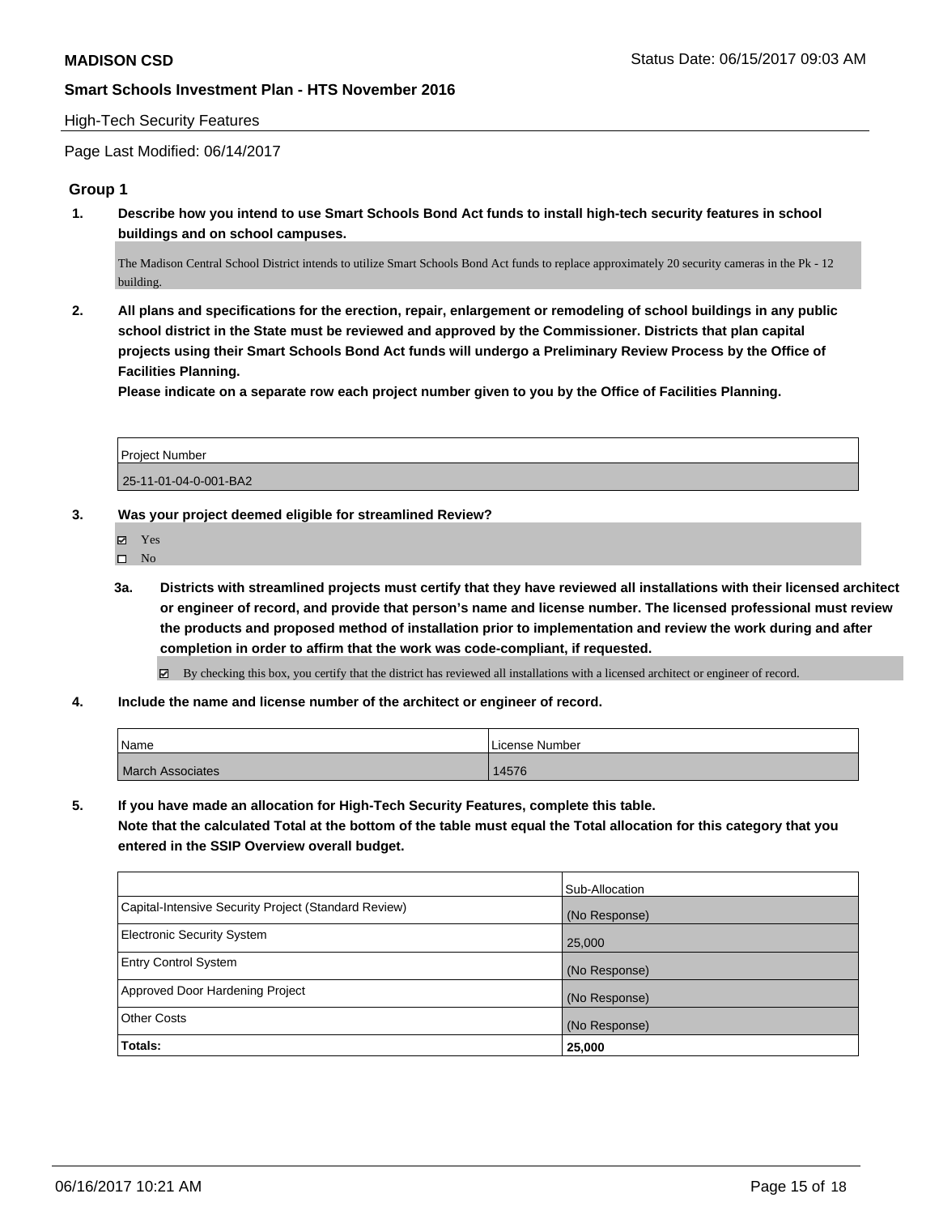**MADISON CSD**

**Smart Schools Investment Plan - HTS November 2016**

High-Tech Security Features

Page Last Modified: 06/14/2017

## Group 1

**1. Describe how you intend to use Smart Schools Bond Act funds to install high-tech security features in school buildings and on school campuses.**

The Madison Central School District intends to utilize Smart Schools Bond Act funds to replace approximately 20 security cameras in the Pk - 12 building.

**2. All plans and specifications for the erection, repair, enlargement or remodeling of school buildings in any public school district in the State must be reviewed and approved by the Commissioner. Districts that plan capital projects using their Smart Schools Bond Act funds will undergo a Preliminary Review Process by the Office of Facilities Planning.**

**Please indicate on a separate row each project number given to you by the Office of Facilities Planning.**

| Project Number |
| --- |
| 25-11-01-04-0-001-BA2 |

**3. Was your project deemed eligible for streamlined Review?**

- ☑ Yes
- ☐ No

**3a. Districts with streamlined projects must certify that they have reviewed all installations with their licensed architect or engineer of record, and provide that person's name and license number. The licensed professional must review the products and proposed method of installation prior to implementation and review the work during and after completion in order to affirm that the work was code-compliant, if requested.**

☑ By checking this box, you certify that the district has reviewed all installations with a licensed architect or engineer of record.

**4. Include the name and license number of the architect or engineer of record.**

| Name | License Number |
| --- | --- |
| March Associates | 14576 |

**5. If you have made an allocation for High-Tech Security Features, complete this table.**
**Note that the calculated Total at the bottom of the table must equal the Total allocation for this category that you entered in the SSIP Overview overall budget.**

| | Sub-Allocation |
| --- | --- |
| Capital-Intensive Security Project (Standard Review) | (No Response) |
| Electronic Security System | 25,000 |
| Entry Control System | (No Response) |
| Approved Door Hardening Project | (No Response) |
| Other Costs | (No Response) |
| **Totals:** | **25,000** |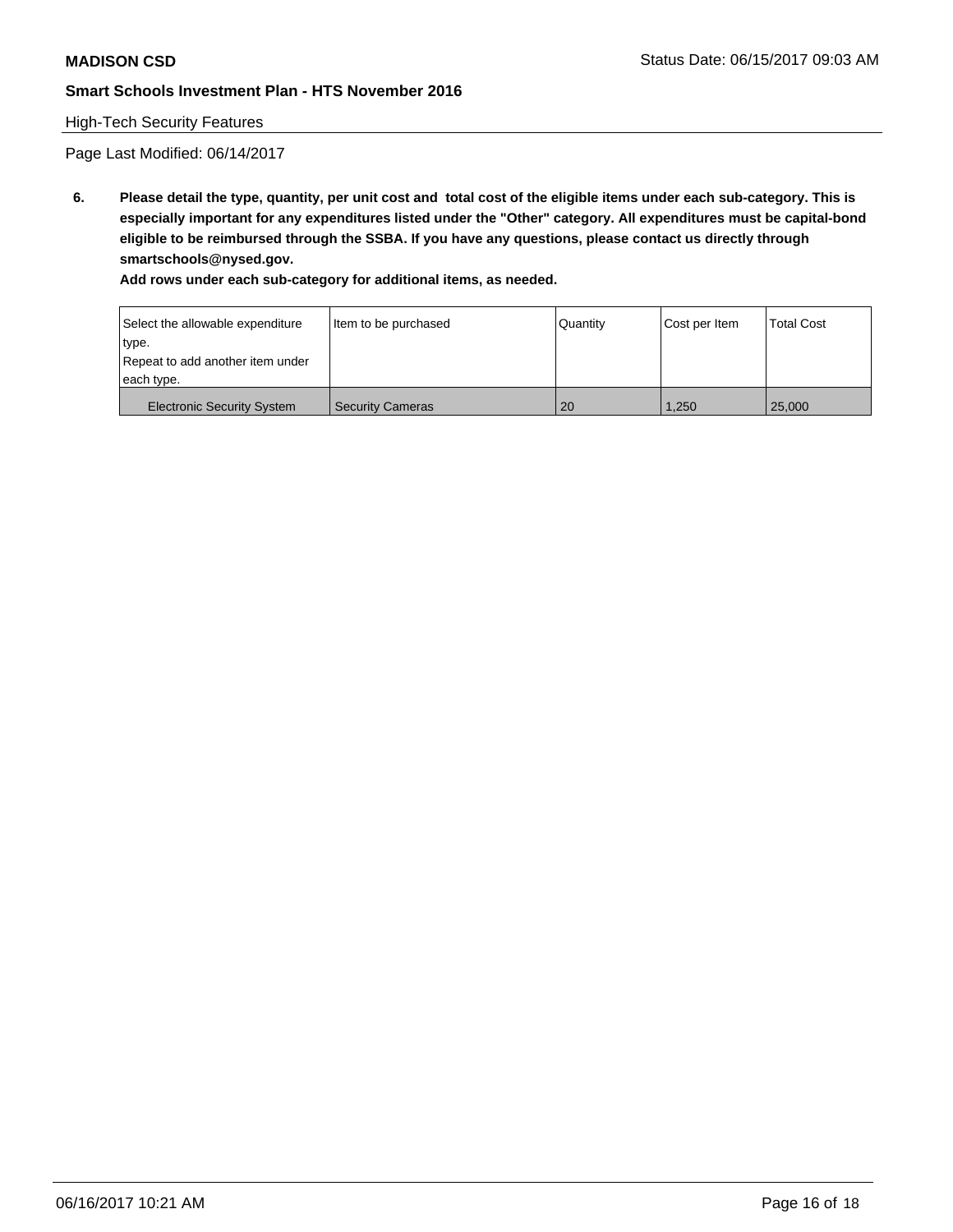High-Tech Security Features

Page Last Modified: 06/14/2017

**6. Please detail the type, quantity, per unit cost and total cost of the eligible items under each sub-category. This is especially important for any expenditures listed under the "Other" category. All expenditures must be capital-bond eligible to be reimbursed through the SSBA. If you have any questions, please contact us directly through smartschools@nysed.gov.**

**Add rows under each sub-category for additional items, as needed.**

| Select the allowable expenditure type. Repeat to add another item under each type. | Item to be purchased | Quantity | Cost per Item | Total Cost |
|---|---|---|---|---|
| Electronic Security System | Security Cameras | 20 | 1,250 | 25,000 |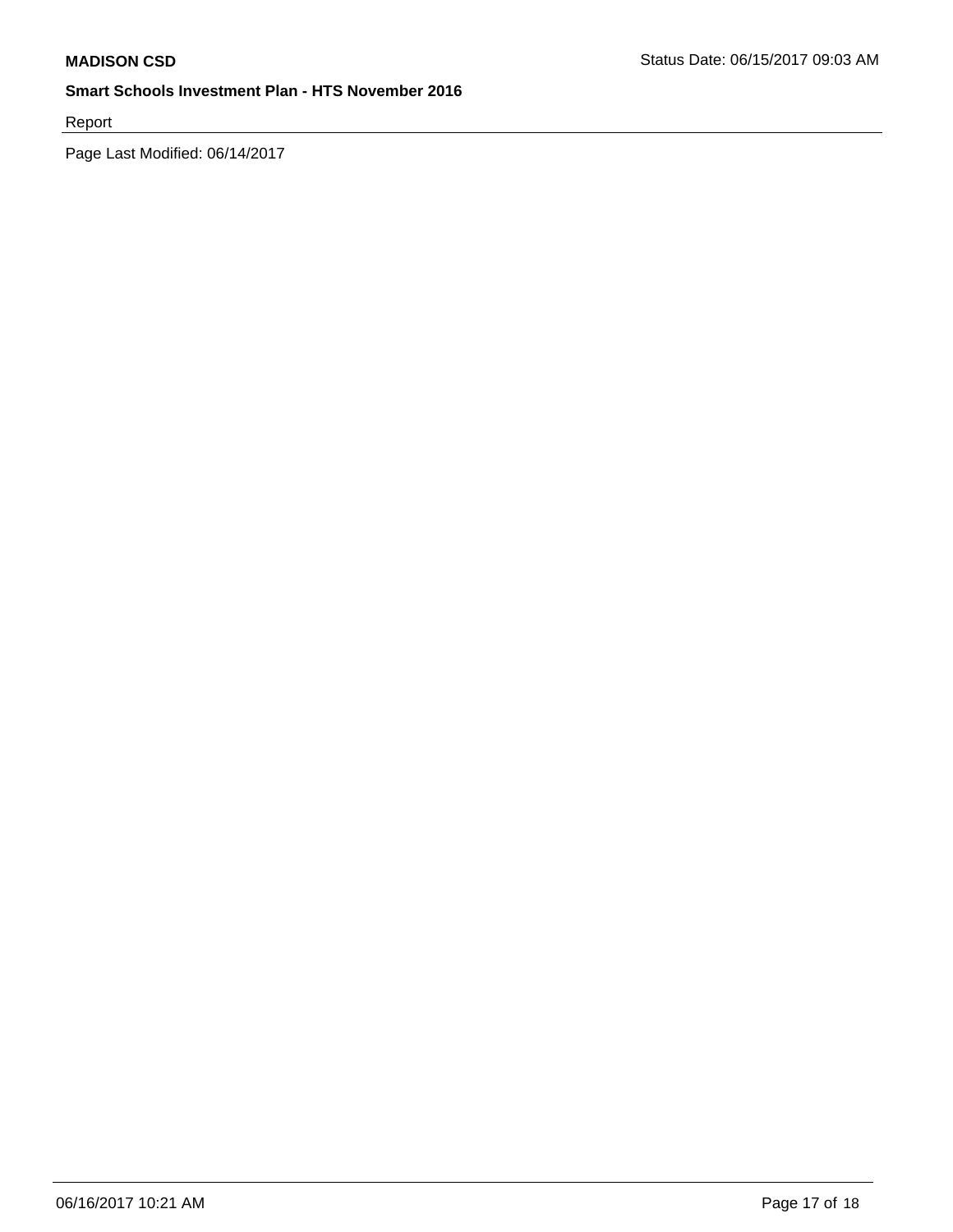Report

Page Last Modified: 06/14/2017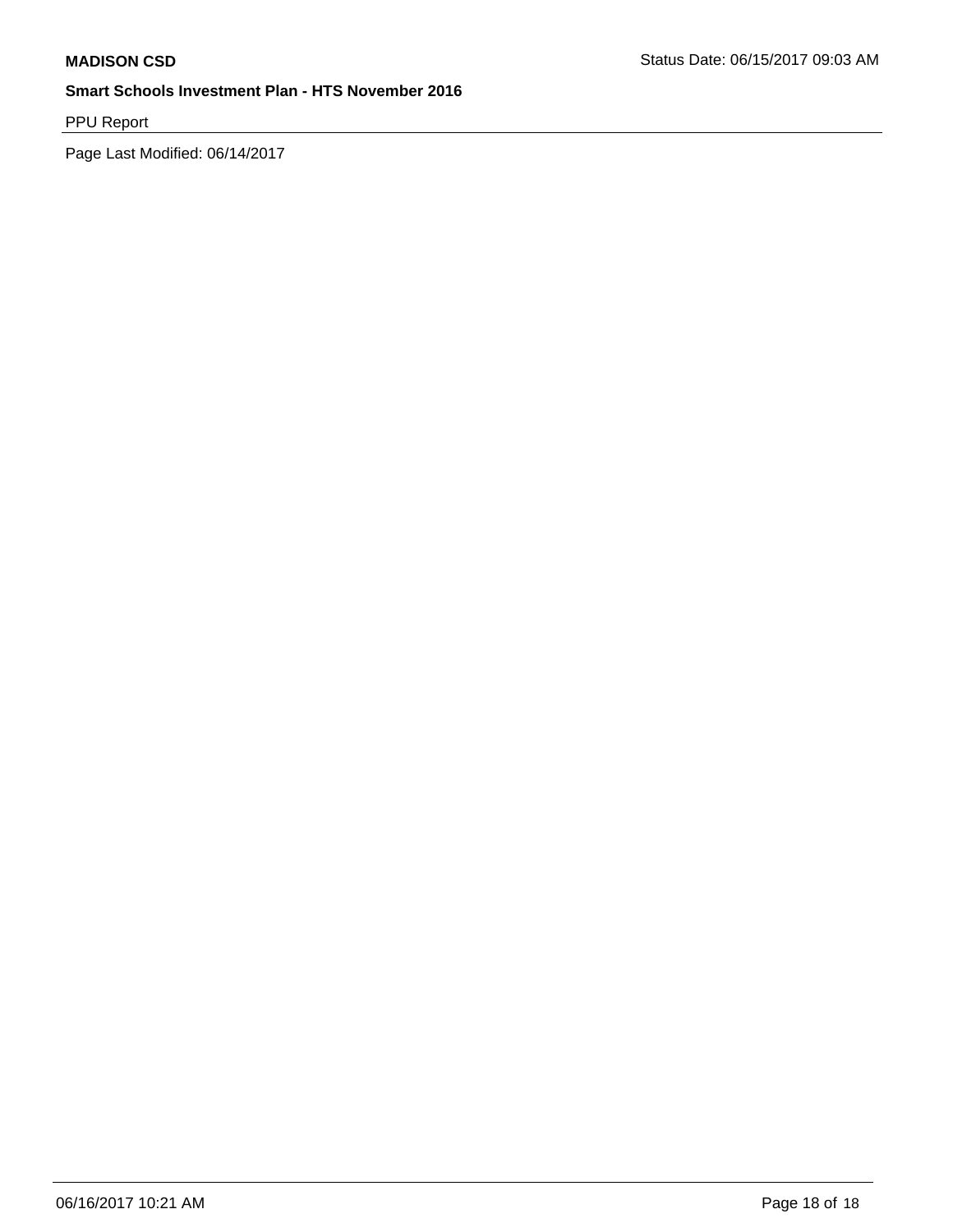**MADISON CSD**

**Smart Schools Investment Plan - HTS November 2016**

PPU Report

Page Last Modified: 06/14/2017